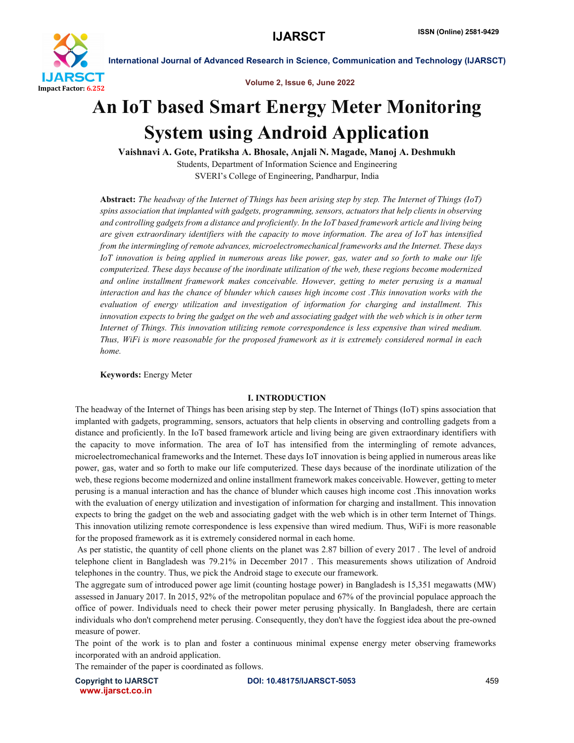# An IoT based Smart Energy Meter Monitoring System using Android Application

**Vaishnavi A. Gote, Pratiksha A. Bhosale, Anjali N. Magade, Manoj A. Deshmukh**

Students, Department of Information Science and Engineering

SVERI's College of Engineering, Pandharpur, India

**Abstract:** *The headway of the Internet of Things has been arising step by step. The Internet of Things (IoT) spins association that implanted with gadgets, programming, sensors, actuators that help clients in observing and controlling gadgets from a distance and proficiently. In the IoT based framework article and living being are given extraordinary identifiers with the capacity to move information. The area of IoT has intensified from the intermingling of remote advances, microelectromechanical frameworks and the Internet. These days IoT innovation is being applied in numerous areas like power, gas, water and so forth to make our life computerized. These days because of the inordinate utilization of the web, these regions become modernized and online installment framework makes conceivable. However, getting to meter perusing is a manual interaction and has the chance of blunder which causes high income cost .This innovation works with the evaluation of energy utilization and investigation of information for charging and installment. This innovation expects to bring the gadget on the web and associating gadget with the web which is in other term Internet of Things. This innovation utilizing remote correspondence is less expensive than wired medium. Thus, WiFi is more reasonable for the proposed framework as it is extremely considered normal in each home.*

**Keywords:** Energy Meter

## I. INTRODUCTION

The headway of the Internet of Things has been arising step by step. The Internet of Things (IoT) spins association that implanted with gadgets, programming, sensors, actuators that help clients in observing and controlling gadgets from a distance and proficiently. In the IoT based framework article and living being are given extraordinary identifiers with the capacity to move information. The area of IoT has intensified from the intermingling of remote advances, microelectromechanical frameworks and the Internet. These days IoT innovation is being applied in numerous areas like power, gas, water and so forth to make our life computerized. These days because of the inordinate utilization of the web, these regions become modernized and online installment framework makes conceivable. However, getting to meter perusing is a manual interaction and has the chance of blunder which causes high income cost .This innovation works with the evaluation of energy utilization and investigation of information for charging and installment. This innovation expects to bring the gadget on the web and associating gadget with the web which is in other term Internet of Things. This innovation utilizing remote correspondence is less expensive than wired medium. Thus, WiFi is more reasonable for the proposed framework as it is extremely considered normal in each home.

As per statistic, the quantity of cell phone clients on the planet was 2.87 billion of every 2017 . The level of android telephone client in Bangladesh was 79.21% in December 2017 . This measurements shows utilization of Android telephones in the country. Thus, we pick the Android stage to execute our framework.

The aggregate sum of introduced power age limit (counting hostage power) in Bangladesh is 15,351 megawatts (MW) assessed in January 2017. In 2015, 92% of the metropolitan populace and 67% of the provincial populace approach the office of power. Individuals need to check their power meter perusing physically. In Bangladesh, there are certain individuals who don't comprehend meter perusing. Consequently, they don't have the foggiest idea about the pre-owned measure of power.

The point of the work is to plan and foster a continuous minimal expense energy meter observing frameworks incorporated with an android application.

The remainder of the paper is coordinated as follows.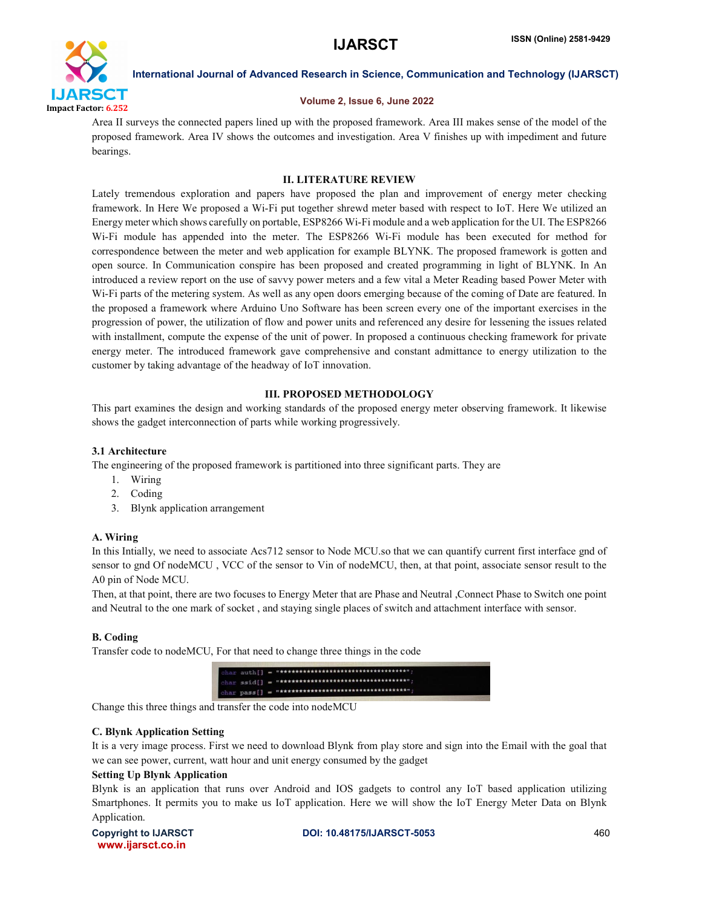Area II surveys the connected papers lined up with the proposed framework. Area III makes sense of the model of the proposed framework. Area IV shows the outcomes and investigation. Area V finishes up with impediment and future bearings.

## II. LITERATURE REVIEW

Lately tremendous exploration and papers have proposed the plan and improvement of energy meter checking framework. In Here We proposed a Wi-Fi put together shrewd meter based with respect to IoT. Here We utilized an Energy meter which shows carefully on portable, ESP8266 Wi-Fi module and a web application for the UI. The ESP8266 Wi-Fi module has appended into the meter. The ESP8266 Wi-Fi module has been executed for method for correspondence between the meter and web application for example BLYNK. The proposed framework is gotten and open source. In Communication conspire has been proposed and created programming in light of BLYNK. In An introduced a review report on the use of savvy power meters and a few vital a Meter Reading based Power Meter with Wi-Fi parts of the metering system. As well as any open doors emerging because of the coming of Date are featured. In the proposed a framework where Arduino Uno Software has been screen every one of the important exercises in the progression of power, the utilization of flow and power units and referenced any desire for lessening the issues related with installment, compute the expense of the unit of power. In proposed a continuous checking framework for private energy meter. The introduced framework gave comprehensive and constant admittance to energy utilization to the customer by taking advantage of the headway of IoT innovation.

## III. PROPOSED METHODOLOGY

This part examines the design and working standards of the proposed energy meter observing framework. It likewise shows the gadget interconnection of parts while working progressively.

### 3.1 Architecture

The engineering of the proposed framework is partitioned into three significant parts. They are

1. Wiring
2. Coding
3. Blynk application arrangement

### A. Wiring

In this Intially, we need to associate Acs712 sensor to Node MCU.so that we can quantify current first interface gnd of sensor to gnd Of nodeMCU , VCC of the sensor to Vin of nodeMCU, then, at that point, associate sensor result to the A0 pin of Node MCU.

Then, at that point, there are two focuses to Energy Meter that are Phase and Neutral ,Connect Phase to Switch one point and Neutral to the one mark of socket , and staying single places of switch and attachment interface with sensor.

### B. Coding

Transfer code to nodeMCU, For that need to change three things in the code

```
char auth[] = "**********************************";
char ssid[] = "**********************************";
char pass[] = "**********************************";
```

Change this three things and transfer the code into nodeMCU

### C. Blynk Application Setting

It is a very image process. First we need to download Blynk from play store and sign into the Email with the goal that we can see power, current, watt hour and unit energy consumed by the gadget

**Setting Up Blynk Application**

Blynk is an application that runs over Android and IOS gadgets to control any IoT based application utilizing Smartphones. It permits you to make us IoT application. Here we will show the IoT Energy Meter Data on Blynk Application.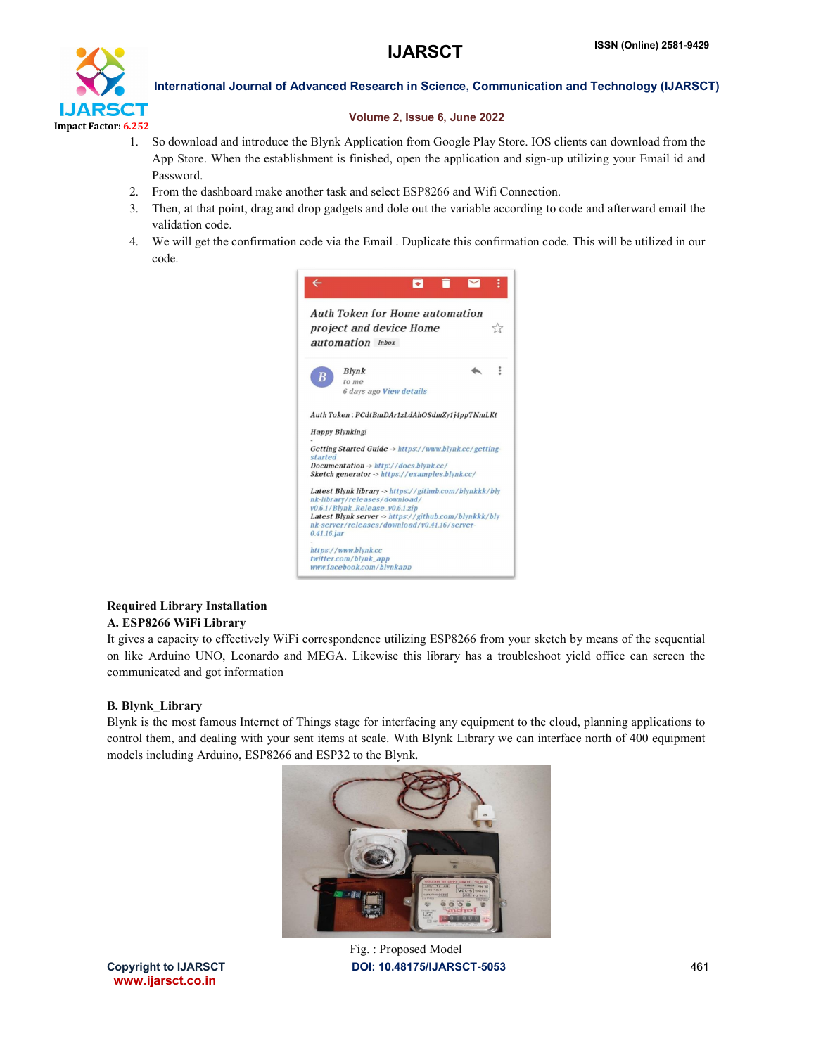1. So download and introduce the Blynk Application from Google Play Store. IOS clients can download from the App Store. When the establishment is finished, open the application and sign-up utilizing your Email id and Password.
2. From the dashboard make another task and select ESP8266 and Wifi Connection.
3. Then, at that point, drag and drop gadgets and dole out the variable according to code and afterward email the validation code.
4. We will get the confirmation code via the Email . Duplicate this confirmation code. This will be utilized in our code.

**Required Library Installation**

**A. ESP8266 WiFi Library**

It gives a capacity to effectively WiFi correspondence utilizing ESP8266 from your sketch by means of the sequential on like Arduino UNO, Leonardo and MEGA. Likewise this library has a troubleshoot yield office can screen the communicated and got information

**B. Blynk_Library**

Blynk is the most famous Internet of Things stage for interfacing any equipment to the cloud, planning applications to control them, and dealing with your sent items at scale. With Blynk Library we can interface north of 400 equipment models including Arduino, ESP8266 and ESP32 to the Blynk.

Fig. : Proposed Model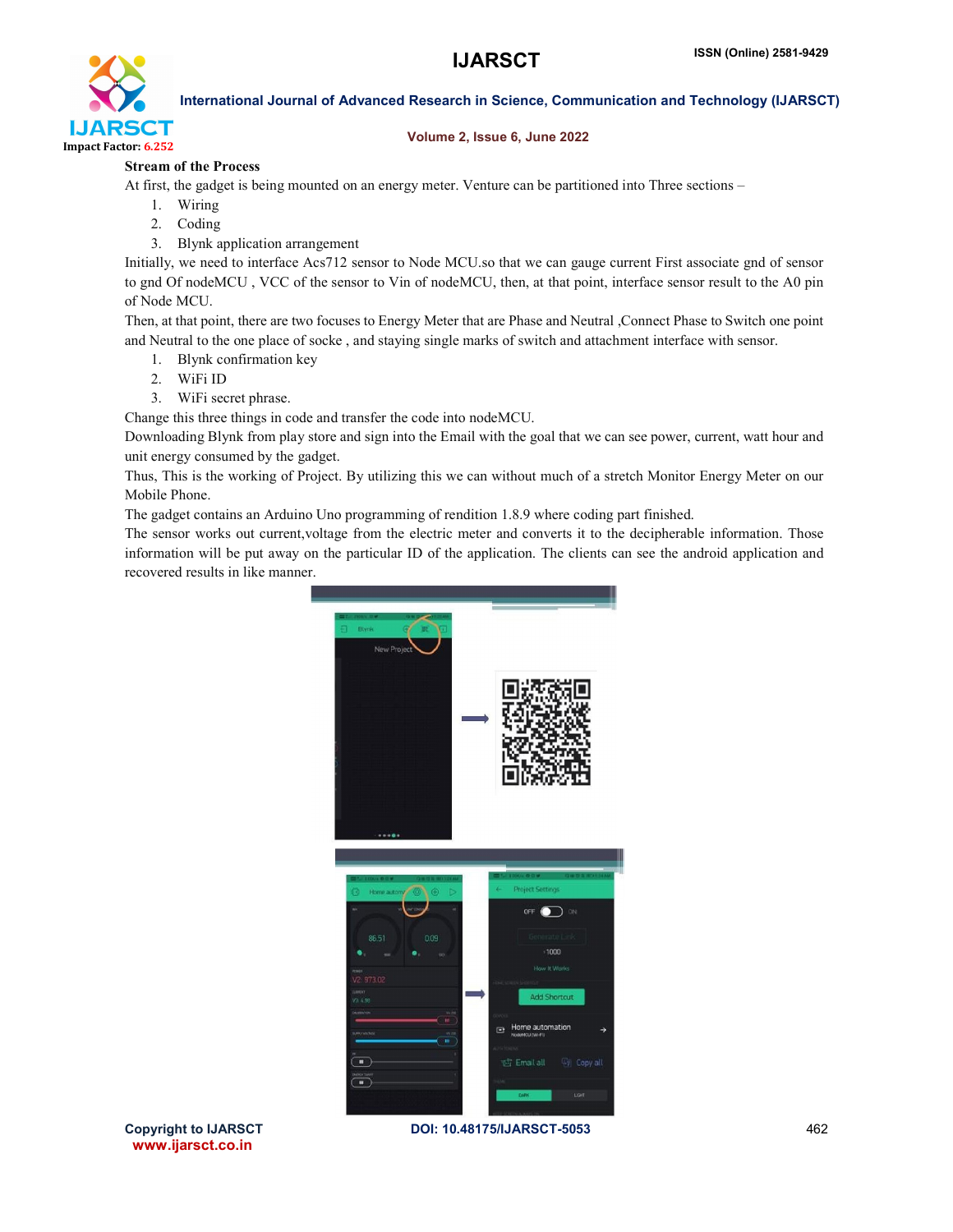**Stream of the Process**

At first, the gadget is being mounted on an energy meter. Venture can be partitioned into Three sections –

1. Wiring
2. Coding
3. Blynk application arrangement

Initially, we need to interface Acs712 sensor to Node MCU.so that we can gauge current First associate gnd of sensor to gnd Of nodeMCU , VCC of the sensor to Vin of nodeMCU, then, at that point, interface sensor result to the A0 pin of Node MCU.

Then, at that point, there are two focuses to Energy Meter that are Phase and Neutral ,Connect Phase to Switch one point and Neutral to the one place of socke , and staying single marks of switch and attachment interface with sensor.

1. Blynk confirmation key
2. WiFi ID
3. WiFi secret phrase.

Change this three things in code and transfer the code into nodeMCU.

Downloading Blynk from play store and sign into the Email with the goal that we can see power, current, watt hour and unit energy consumed by the gadget.

Thus, This is the working of Project. By utilizing this we can without much of a stretch Monitor Energy Meter on our Mobile Phone.

The gadget contains an Arduino Uno programming of rendition 1.8.9 where coding part finished.

The sensor works out current,voltage from the electric meter and converts it to the decipherable information. Those information will be put away on the particular ID of the application. The clients can see the android application and recovered results in like manner.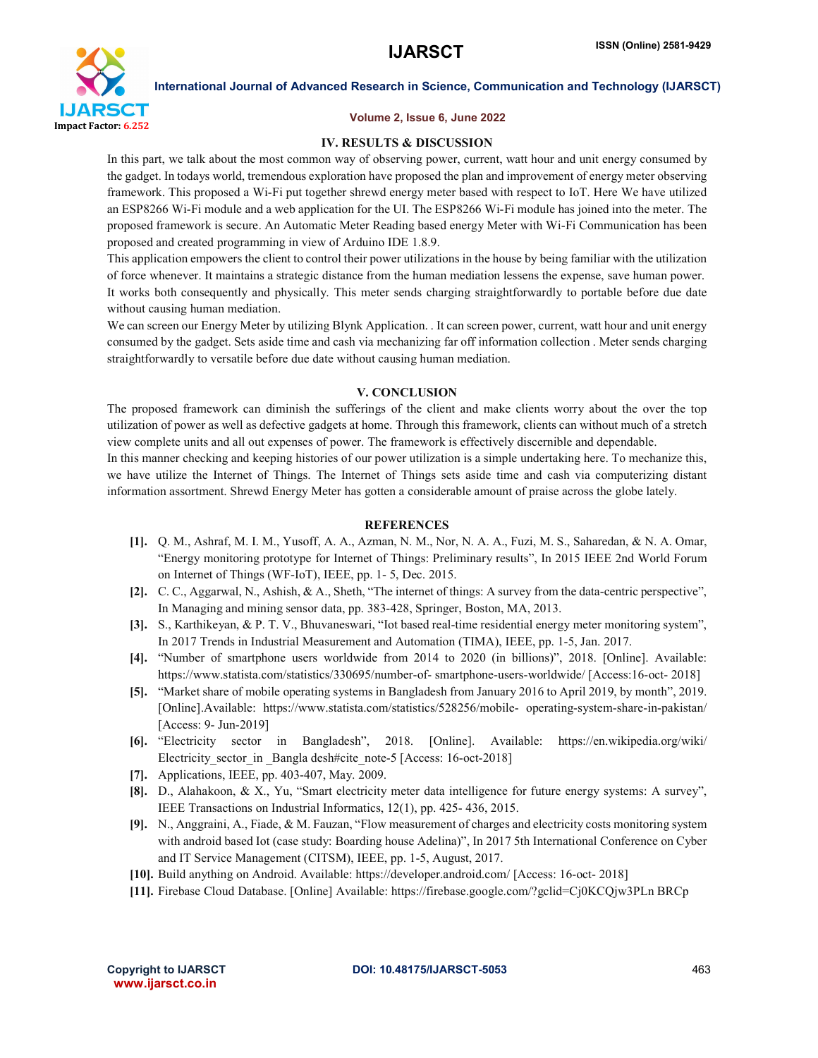## IV. RESULTS & DISCUSSION

In this part, we talk about the most common way of observing power, current, watt hour and unit energy consumed by the gadget. In todays world, tremendous exploration have proposed the plan and improvement of energy meter observing framework. This proposed a Wi-Fi put together shrewd energy meter based with respect to IoT. Here We have utilized an ESP8266 Wi-Fi module and a web application for the UI. The ESP8266 Wi-Fi module has joined into the meter. The proposed framework is secure. An Automatic Meter Reading based energy Meter with Wi-Fi Communication has been proposed and created programming in view of Arduino IDE 1.8.9.

This application empowers the client to control their power utilizations in the house by being familiar with the utilization of force whenever. It maintains a strategic distance from the human mediation lessens the expense, save human power. It works both consequently and physically. This meter sends charging straightforwardly to portable before due date without causing human mediation.

We can screen our Energy Meter by utilizing Blynk Application. . It can screen power, current, watt hour and unit energy consumed by the gadget. Sets aside time and cash via mechanizing far off information collection . Meter sends charging straightforwardly to versatile before due date without causing human mediation.

## V. CONCLUSION

The proposed framework can diminish the sufferings of the client and make clients worry about the over the top utilization of power as well as defective gadgets at home. Through this framework, clients can without much of a stretch view complete units and all out expenses of power. The framework is effectively discernible and dependable.

In this manner checking and keeping histories of our power utilization is a simple undertaking here. To mechanize this, we have utilize the Internet of Things. The Internet of Things sets aside time and cash via computerizing distant information assortment. Shrewd Energy Meter has gotten a considerable amount of praise across the globe lately.

## REFERENCES

- **[1].** Q. M., Ashraf, M. I. M., Yusoff, A. A., Azman, N. M., Nor, N. A. A., Fuzi, M. S., Saharedan, & N. A. Omar, "Energy monitoring prototype for Internet of Things: Preliminary results", In 2015 IEEE 2nd World Forum on Internet of Things (WF-IoT), IEEE, pp. 1- 5, Dec. 2015.
- **[2].** C. C., Aggarwal, N., Ashish, & A., Sheth, "The internet of things: A survey from the data-centric perspective", In Managing and mining sensor data, pp. 383-428, Springer, Boston, MA, 2013.
- **[3].** S., Karthikeyan, & P. T. V., Bhuvaneswari, "Iot based real-time residential energy meter monitoring system", In 2017 Trends in Industrial Measurement and Automation (TIMA), IEEE, pp. 1-5, Jan. 2017.
- **[4].** "Number of smartphone users worldwide from 2014 to 2020 (in billions)", 2018. [Online]. Available: https://www.statista.com/statistics/330695/number-of- smartphone-users-worldwide/ [Access:16-oct- 2018]
- **[5].** "Market share of mobile operating systems in Bangladesh from January 2016 to April 2019, by month", 2019. [Online].Available: https://www.statista.com/statistics/528256/mobile- operating-system-share-in-pakistan/ [Access: 9- Jun-2019]
- **[6].** "Electricity sector in Bangladesh", 2018. [Online]. Available: https://en.wikipedia.org/wiki/ Electricity_sector_in _Bangla desh#cite_note-5 [Access: 16-oct-2018]
- **[7].** Applications, IEEE, pp. 403-407, May. 2009.
- **[8].** D., Alahakoon, & X., Yu, "Smart electricity meter data intelligence for future energy systems: A survey", IEEE Transactions on Industrial Informatics, 12(1), pp. 425- 436, 2015.
- **[9].** N., Anggraini, A., Fiade, & M. Fauzan, "Flow measurement of charges and electricity costs monitoring system with android based Iot (case study: Boarding house Adelina)", In 2017 5th International Conference on Cyber and IT Service Management (CITSM), IEEE, pp. 1-5, August, 2017.
- **[10].** Build anything on Android. Available: https://developer.android.com/ [Access: 16-oct- 2018]
- **[11].** Firebase Cloud Database. [Online] Available: https://firebase.google.com/?gclid=Cj0KCQjw3PLn BRCp